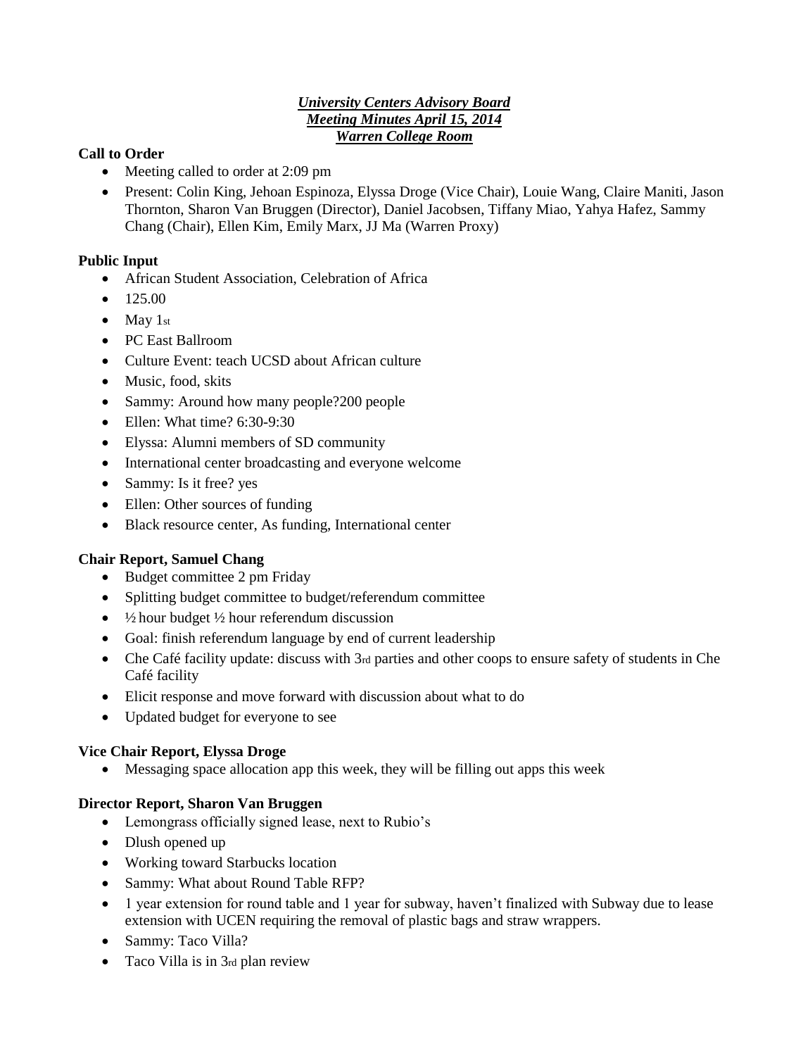***University Centers Advisory Board***
***Meeting Minutes April 15, 2014***
***Warren College Room***

**Call to Order**

- Meeting called to order at 2:09 pm
- Present: Colin King, Jehoan Espinoza, Elyssa Droge (Vice Chair), Louie Wang, Claire Maniti, Jason Thornton, Sharon Van Bruggen (Director), Daniel Jacobsen, Tiffany Miao, Yahya Hafez, Sammy Chang (Chair), Ellen Kim, Emily Marx, JJ Ma (Warren Proxy)

**Public Input**

- African Student Association, Celebration of Africa
- 125.00
- May 1st
- PC East Ballroom
- Culture Event: teach UCSD about African culture
- Music, food, skits
- Sammy: Around how many people?200 people
- Ellen: What time? 6:30-9:30
- Elyssa: Alumni members of SD community
- International center broadcasting and everyone welcome
- Sammy: Is it free? yes
- Ellen: Other sources of funding
- Black resource center, As funding, International center

**Chair Report, Samuel Chang**

- Budget committee 2 pm Friday
- Splitting budget committee to budget/referendum committee
- ½ hour budget ½ hour referendum discussion
- Goal: finish referendum language by end of current leadership
- Che Café facility update: discuss with 3rd parties and other coops to ensure safety of students in Che Café facility
- Elicit response and move forward with discussion about what to do
- Updated budget for everyone to see

**Vice Chair Report, Elyssa Droge**

- Messaging space allocation app this week, they will be filling out apps this week

**Director Report, Sharon Van Bruggen**

- Lemongrass officially signed lease, next to Rubio's
- Dlush opened up
- Working toward Starbucks location
- Sammy: What about Round Table RFP?
- 1 year extension for round table and 1 year for subway, haven't finalized with Subway due to lease extension with UCEN requiring the removal of plastic bags and straw wrappers.
- Sammy: Taco Villa?
- Taco Villa is in 3rd plan review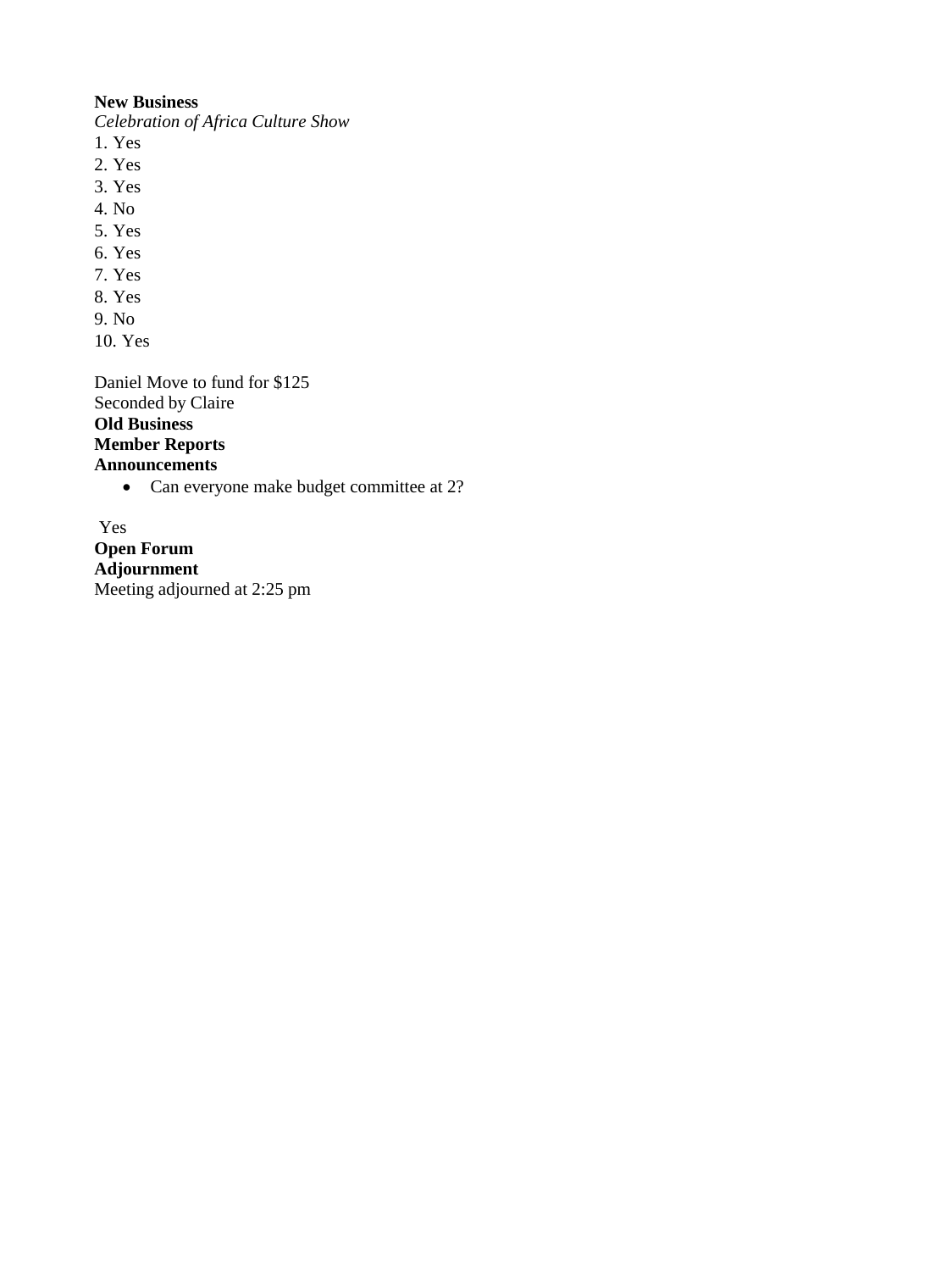**New Business**

*Celebration of Africa Culture Show*

1. Yes
2. Yes
3. Yes
4. No
5. Yes
6. Yes
7. Yes
8. Yes
9. No
10. Yes

Daniel Move to fund for $125
Seconded by Claire

**Old Business**

**Member Reports**

**Announcements**

- Can everyone make budget committee at 2?

Yes

**Open Forum**

**Adjournment**

Meeting adjourned at 2:25 pm